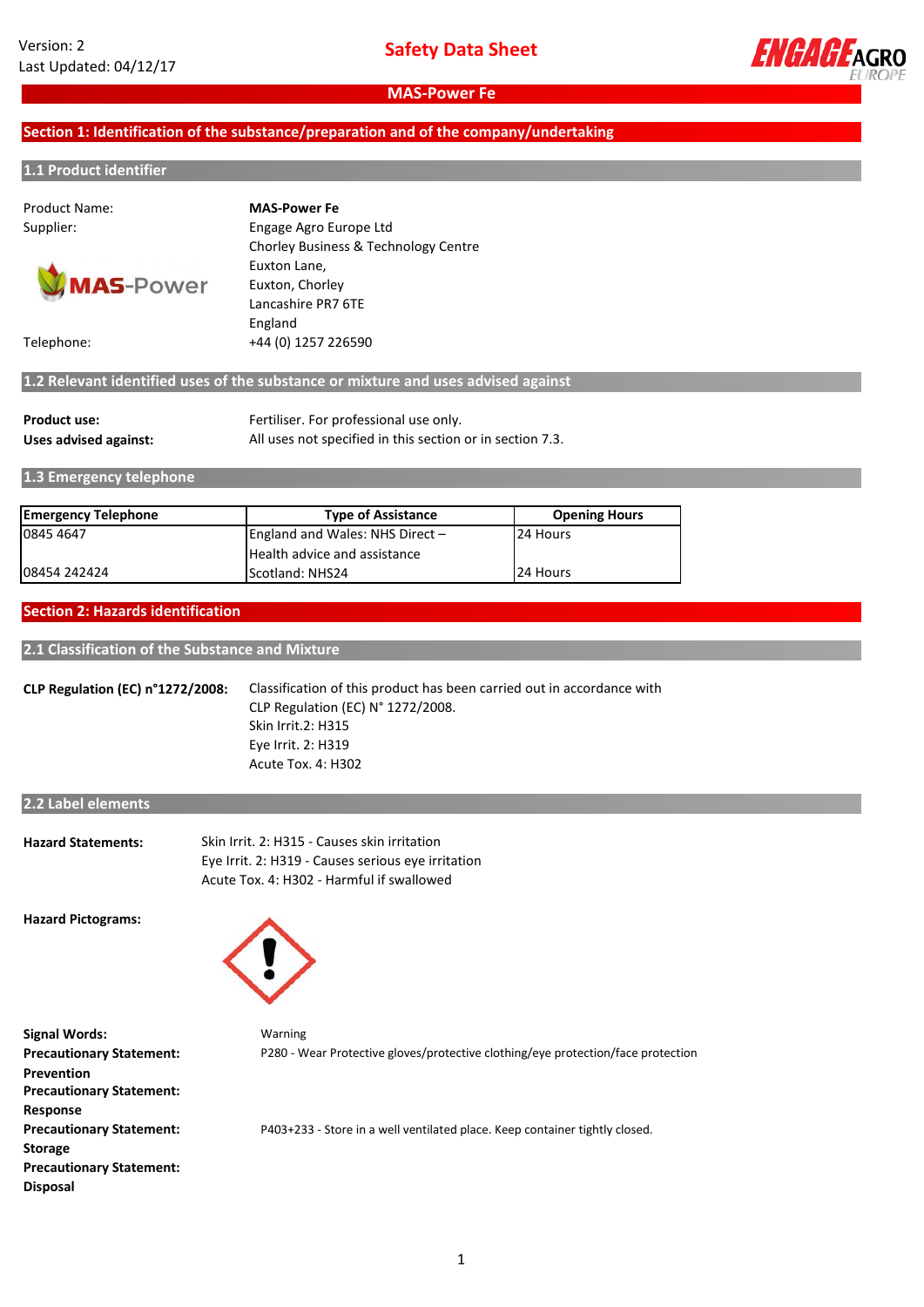Version: 2
Last Updated: 04/12/17

# Safety Data Sheet

## MAS-Power Fe

## Section 1: Identification of the substance/preparation and of the company/undertaking

### 1.1 Product identifier

Product Name: **MAS-Power Fe**

Supplier: Engage Agro Europe Ltd
Chorley Business & Technology Centre
Euxton Lane,
Euxton, Chorley
Lancashire PR7 6TE
England

Telephone: +44 (0) 1257 226590

### 1.2 Relevant identified uses of the substance or mixture and uses advised against

**Product use:** Fertiliser. For professional use only.

**Uses advised against:** All uses not specified in this section or in section 7.3.

### 1.3 Emergency telephone

| Emergency Telephone | Type of Assistance | Opening Hours |
|---|---|---|
| 0845 4647 | England and Wales: NHS Direct – Health advice and assistance | 24 Hours |
| 08454 242424 | Scotland: NHS24 | 24 Hours |

## Section 2: Hazards identification

### 2.1 Classification of the Substance and Mixture

**CLP Regulation (EC) n°1272/2008:** Classification of this product has been carried out in accordance with CLP Regulation (EC) N° 1272/2008.
Skin Irrit.2: H315
Eye Irrit. 2: H319
Acute Tox. 4: H302

### 2.2 Label elements

**Hazard Statements:**
Skin Irrit. 2: H315 - Causes skin irritation
Eye Irrit. 2: H319 - Causes serious eye irritation
Acute Tox. 4: H302 - Harmful if swallowed

**Hazard Pictograms:**

**Signal Words:** Warning

**Precautionary Statement: Prevention** P280 - Wear Protective gloves/protective clothing/eye protection/face protection

**Precautionary Statement: Response**

**Precautionary Statement: Storage** P403+233 - Store in a well ventilated place. Keep container tightly closed.

**Precautionary Statement: Disposal**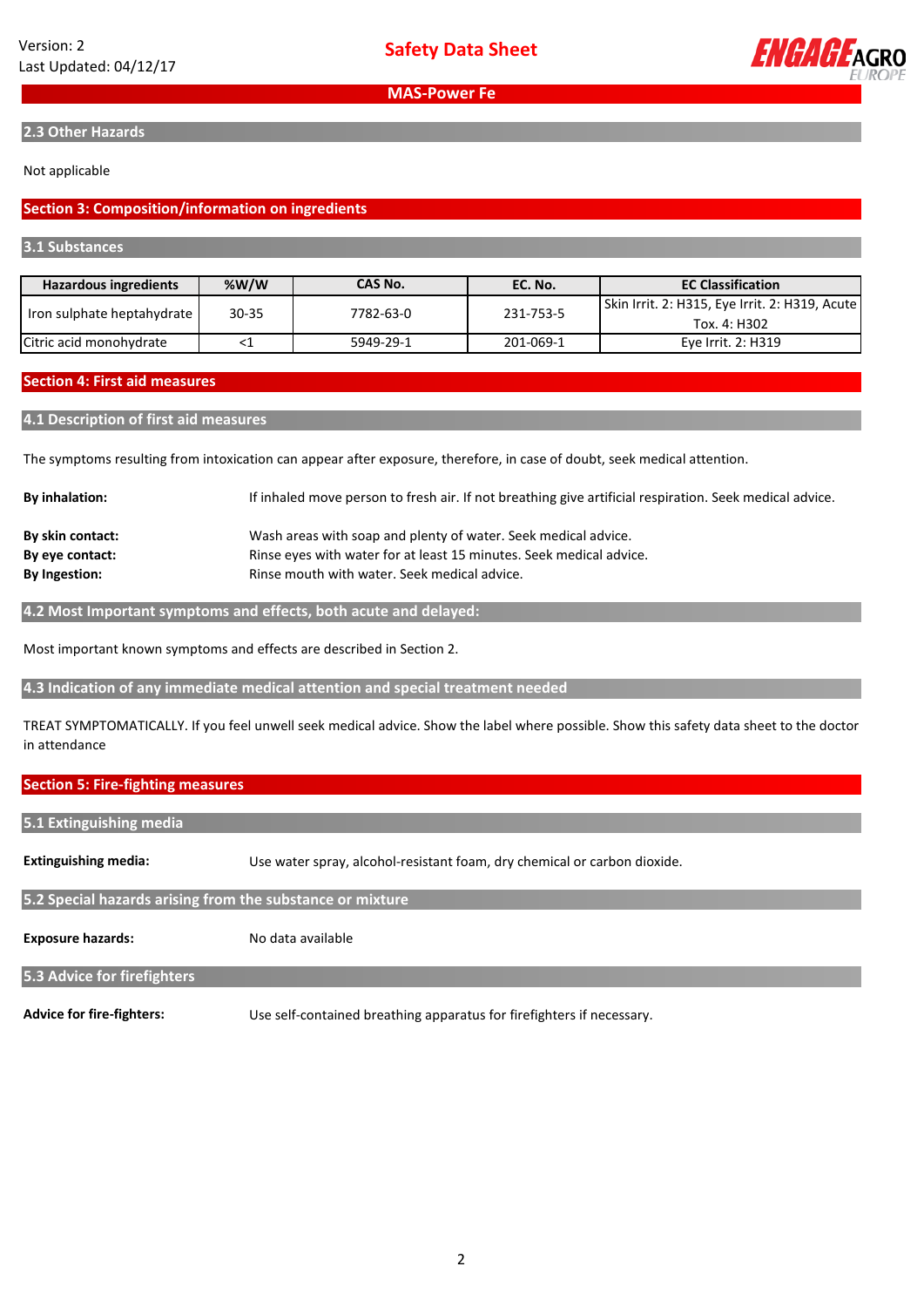## 2.3 Other Hazards

Not applicable

## Section 3: Composition/information on ingredients

### 3.1 Substances

| Hazardous ingredients | %W/W | CAS No. | EC. No. | EC Classification |
|---|---|---|---|---|
| Iron sulphate heptahydrate | 30-35 | 7782-63-0 | 231-753-5 | Skin Irrit. 2: H315, Eye Irrit. 2: H319, Acute Tox. 4: H302 |
| Citric acid monohydrate | <1 | 5949-29-1 | 201-069-1 | Eye Irrit. 2: H319 |

## Section 4: First aid measures

### 4.1 Description of first aid measures

The symptoms resulting from intoxication can appear after exposure, therefore, in case of doubt, seek medical attention.

**By inhalation:** If inhaled move person to fresh air. If not breathing give artificial respiration. Seek medical advice.

**By skin contact:** Wash areas with soap and plenty of water. Seek medical advice.
**By eye contact:** Rinse eyes with water for at least 15 minutes. Seek medical advice.
**By Ingestion:** Rinse mouth with water. Seek medical advice.

### 4.2 Most Important symptoms and effects, both acute and delayed:

Most important known symptoms and effects are described in Section 2.

### 4.3 Indication of any immediate medical attention and special treatment needed

TREAT SYMPTOMATICALLY. If you feel unwell seek medical advice. Show the label where possible. Show this safety data sheet to the doctor in attendance

## Section 5: Fire-fighting measures

### 5.1 Extinguishing media

**Extinguishing media:** Use water spray, alcohol-resistant foam, dry chemical or carbon dioxide.

### 5.2 Special hazards arising from the substance or mixture

**Exposure hazards:** No data available

### 5.3 Advice for firefighters

**Advice for fire-fighters:** Use self-contained breathing apparatus for firefighters if necessary.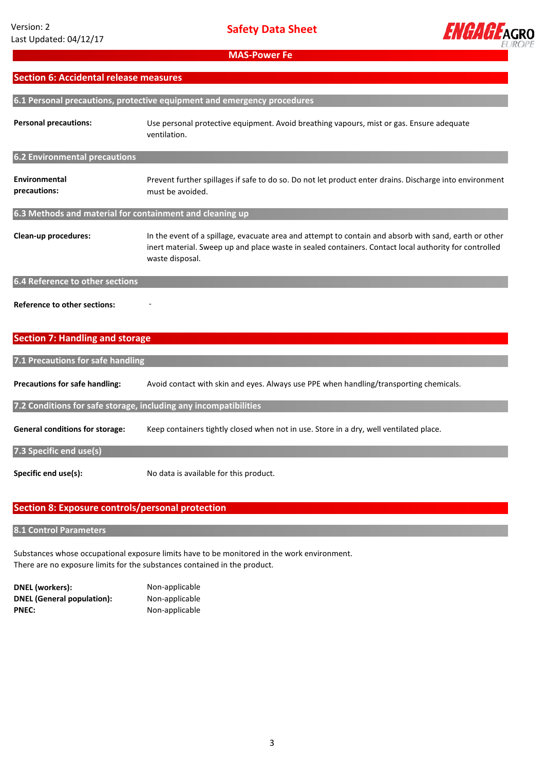## Section 6: Accidental release measures

### 6.1 Personal precautions, protective equipment and emergency procedures

**Personal precautions:** Use personal protective equipment. Avoid breathing vapours, mist or gas. Ensure adequate ventilation.

### 6.2 Environmental precautions

**Environmental precautions:** Prevent further spillages if safe to do so. Do not let product enter drains. Discharge into environment must be avoided.

### 6.3 Methods and material for containment and cleaning up

**Clean-up procedures:** In the event of a spillage, evacuate area and attempt to contain and absorb with sand, earth or other inert material. Sweep up and place waste in sealed containers. Contact local authority for controlled waste disposal.

### 6.4 Reference to other sections

**Reference to other sections:** -

## Section 7: Handling and storage

### 7.1 Precautions for safe handling

**Precautions for safe handling:** Avoid contact with skin and eyes. Always use PPE when handling/transporting chemicals.

### 7.2 Conditions for safe storage, including any incompatibilities

**General conditions for storage:** Keep containers tightly closed when not in use. Store in a dry, well ventilated place.

### 7.3 Specific end use(s)

**Specific end use(s):** No data is available for this product.

## Section 8: Exposure controls/personal protection

### 8.1 Control Parameters

Substances whose occupational exposure limits have to be monitored in the work environment.
There are no exposure limits for the substances contained in the product.

**DNEL (workers):** Non-applicable
**DNEL (General population):** Non-applicable
**PNEC:** Non-applicable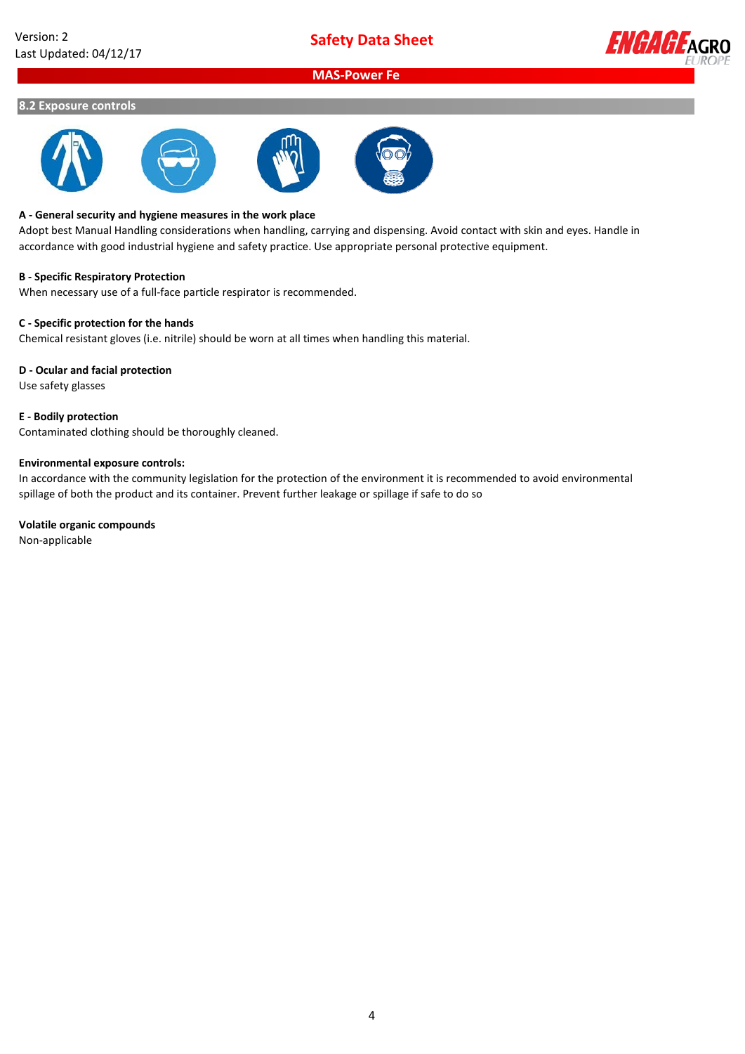## 8.2 Exposure controls

**A - General security and hygiene measures in the work place**

Adopt best Manual Handling considerations when handling, carrying and dispensing. Avoid contact with skin and eyes. Handle in accordance with good industrial hygiene and safety practice. Use appropriate personal protective equipment.

**B - Specific Respiratory Protection**

When necessary use of a full-face particle respirator is recommended.

**C - Specific protection for the hands**

Chemical resistant gloves (i.e. nitrile) should be worn at all times when handling this material.

**D - Ocular and facial protection**

Use safety glasses

**E - Bodily protection**

Contaminated clothing should be thoroughly cleaned.

**Environmental exposure controls:**

In accordance with the community legislation for the protection of the environment it is recommended to avoid environmental spillage of both the product and its container. Prevent further leakage or spillage if safe to do so

**Volatile organic compounds**

Non-applicable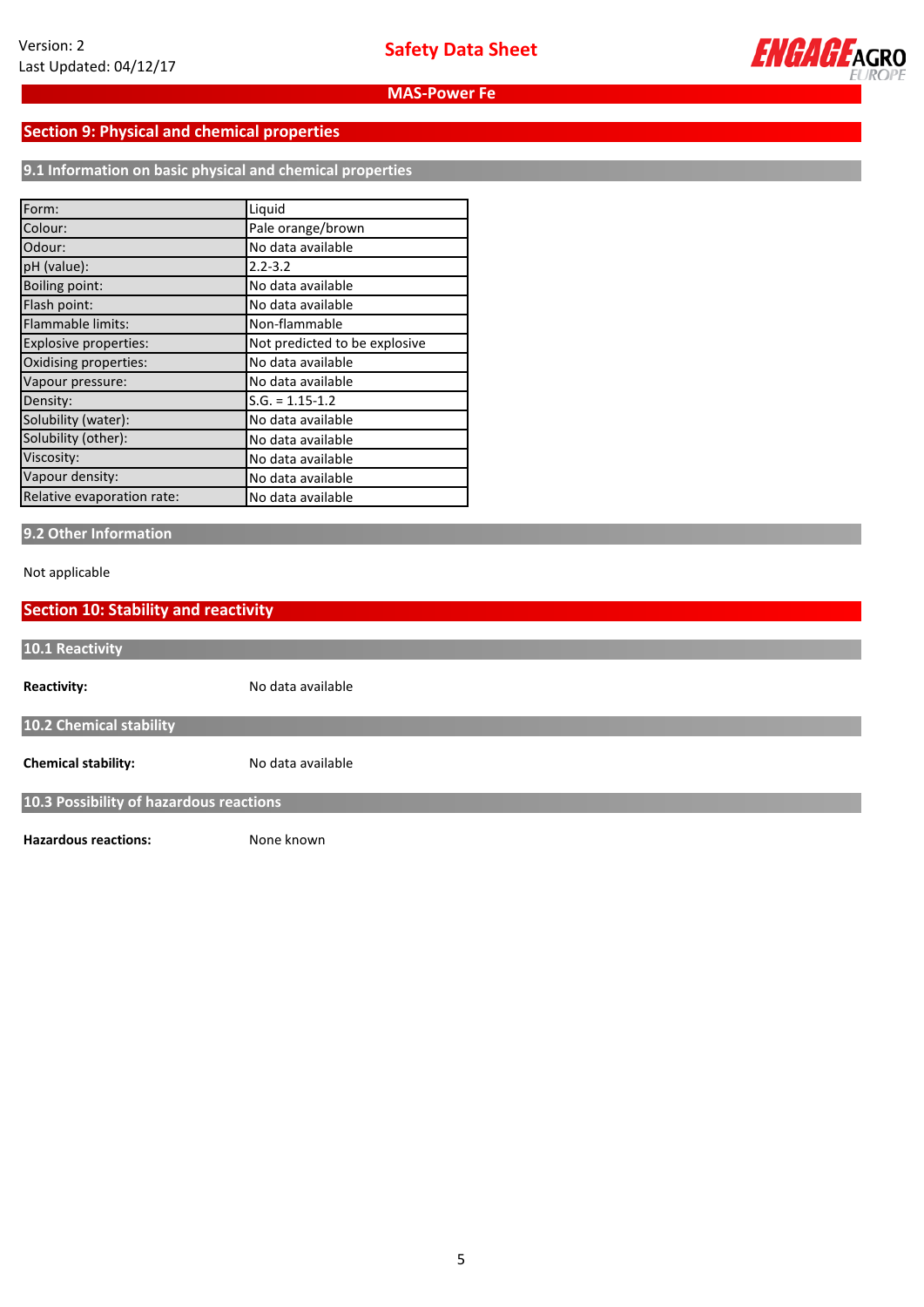## Section 9: Physical and chemical properties

### 9.1 Information on basic physical and chemical properties

| Property | Value |
|---|---|
| Form: | Liquid |
| Colour: | Pale orange/brown |
| Odour: | No data available |
| pH (value): | 2.2-3.2 |
| Boiling point: | No data available |
| Flash point: | No data available |
| Flammable limits: | Non-flammable |
| Explosive properties: | Not predicted to be explosive |
| Oxidising properties: | No data available |
| Vapour pressure: | No data available |
| Density: | S.G. = 1.15-1.2 |
| Solubility (water): | No data available |
| Solubility (other): | No data available |
| Viscosity: | No data available |
| Vapour density: | No data available |
| Relative evaporation rate: | No data available |

### 9.2 Other Information

Not applicable

## Section 10: Stability and reactivity

### 10.1 Reactivity

**Reactivity:** No data available

### 10.2 Chemical stability

**Chemical stability:** No data available

### 10.3 Possibility of hazardous reactions

**Hazardous reactions:** None known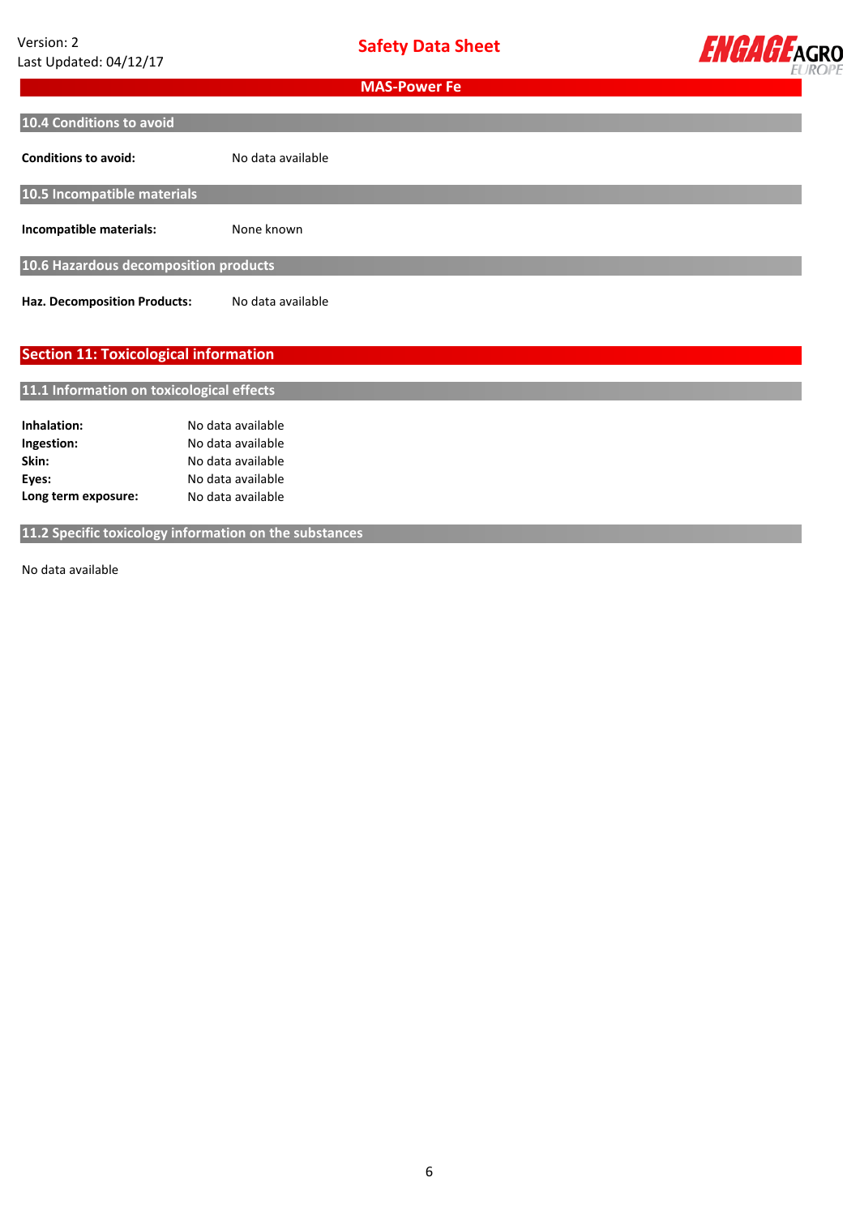### 10.4 Conditions to avoid

**Conditions to avoid:** No data available

### 10.5 Incompatible materials

**Incompatible materials:** None known

### 10.6 Hazardous decomposition products

**Haz. Decomposition Products:** No data available

## Section 11: Toxicological information

### 11.1 Information on toxicological effects

**Inhalation:** No data available
**Ingestion:** No data available
**Skin:** No data available
**Eyes:** No data available
**Long term exposure:** No data available

### 11.2 Specific toxicology information on the substances

No data available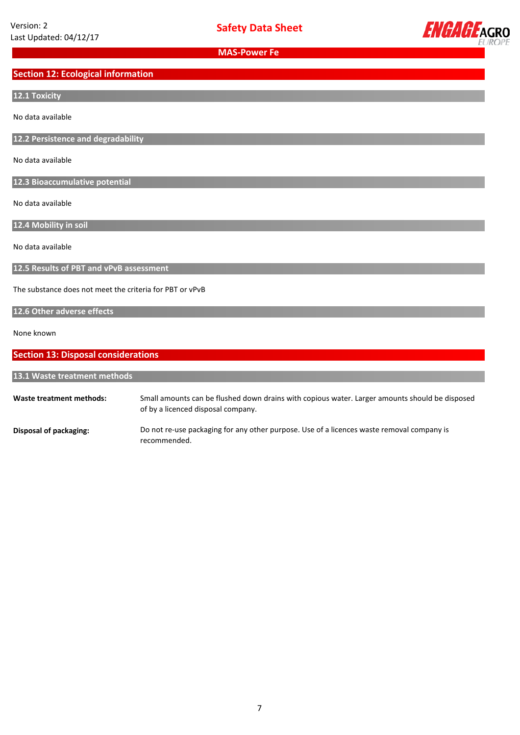## Section 12: Ecological information

### 12.1 Toxicity

No data available

### 12.2 Persistence and degradability

No data available

### 12.3 Bioaccumulative potential

No data available

### 12.4 Mobility in soil

No data available

### 12.5 Results of PBT and vPvB assessment

The substance does not meet the criteria for PBT or vPvB

### 12.6 Other adverse effects

None known

## Section 13: Disposal considerations

### 13.1 Waste treatment methods

**Waste treatment methods:** Small amounts can be flushed down drains with copious water. Larger amounts should be disposed of by a licenced disposal company.

**Disposal of packaging:** Do not re-use packaging for any other purpose. Use of a licences waste removal company is recommended.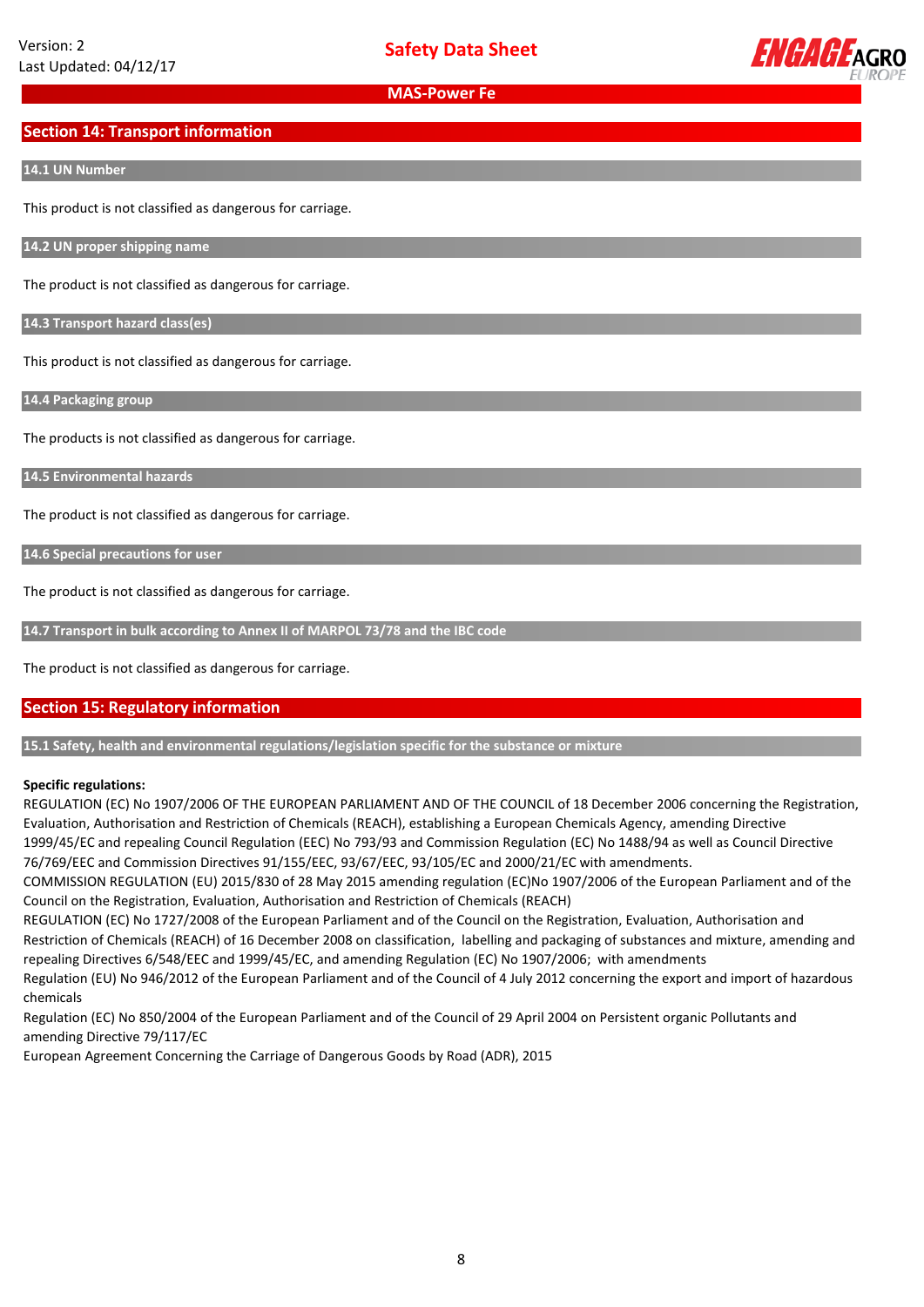## Section 14: Transport information

### 14.1 UN Number

This product is not classified as dangerous for carriage.

### 14.2 UN proper shipping name

The product is not classified as dangerous for carriage.

### 14.3 Transport hazard class(es)

This product is not classified as dangerous for carriage.

### 14.4 Packaging group

The products is not classified as dangerous for carriage.

### 14.5 Environmental hazards

The product is not classified as dangerous for carriage.

### 14.6 Special precautions for user

The product is not classified as dangerous for carriage.

### 14.7 Transport in bulk according to Annex II of MARPOL 73/78 and the IBC code

The product is not classified as dangerous for carriage.

## Section 15: Regulatory information

### 15.1 Safety, health and environmental regulations/legislation specific for the substance or mixture

**Specific regulations:**

REGULATION (EC) No 1907/2006 OF THE EUROPEAN PARLIAMENT AND OF THE COUNCIL of 18 December 2006 concerning the Registration, Evaluation, Authorisation and Restriction of Chemicals (REACH), establishing a European Chemicals Agency, amending Directive 1999/45/EC and repealing Council Regulation (EEC) No 793/93 and Commission Regulation (EC) No 1488/94 as well as Council Directive 76/769/EEC and Commission Directives 91/155/EEC, 93/67/EEC, 93/105/EC and 2000/21/EC with amendments.

COMMISSION REGULATION (EU) 2015/830 of 28 May 2015 amending regulation (EC)No 1907/2006 of the European Parliament and of the Council on the Registration, Evaluation, Authorisation and Restriction of Chemicals (REACH)

REGULATION (EC) No 1727/2008 of the European Parliament and of the Council on the Registration, Evaluation, Authorisation and Restriction of Chemicals (REACH) of 16 December 2008 on classification, labelling and packaging of substances and mixture, amending and repealing Directives 6/548/EEC and 1999/45/EC, and amending Regulation (EC) No 1907/2006; with amendments

Regulation (EU) No 946/2012 of the European Parliament and of the Council of 4 July 2012 concerning the export and import of hazardous chemicals

Regulation (EC) No 850/2004 of the European Parliament and of the Council of 29 April 2004 on Persistent organic Pollutants and amending Directive 79/117/EC

European Agreement Concerning the Carriage of Dangerous Goods by Road (ADR), 2015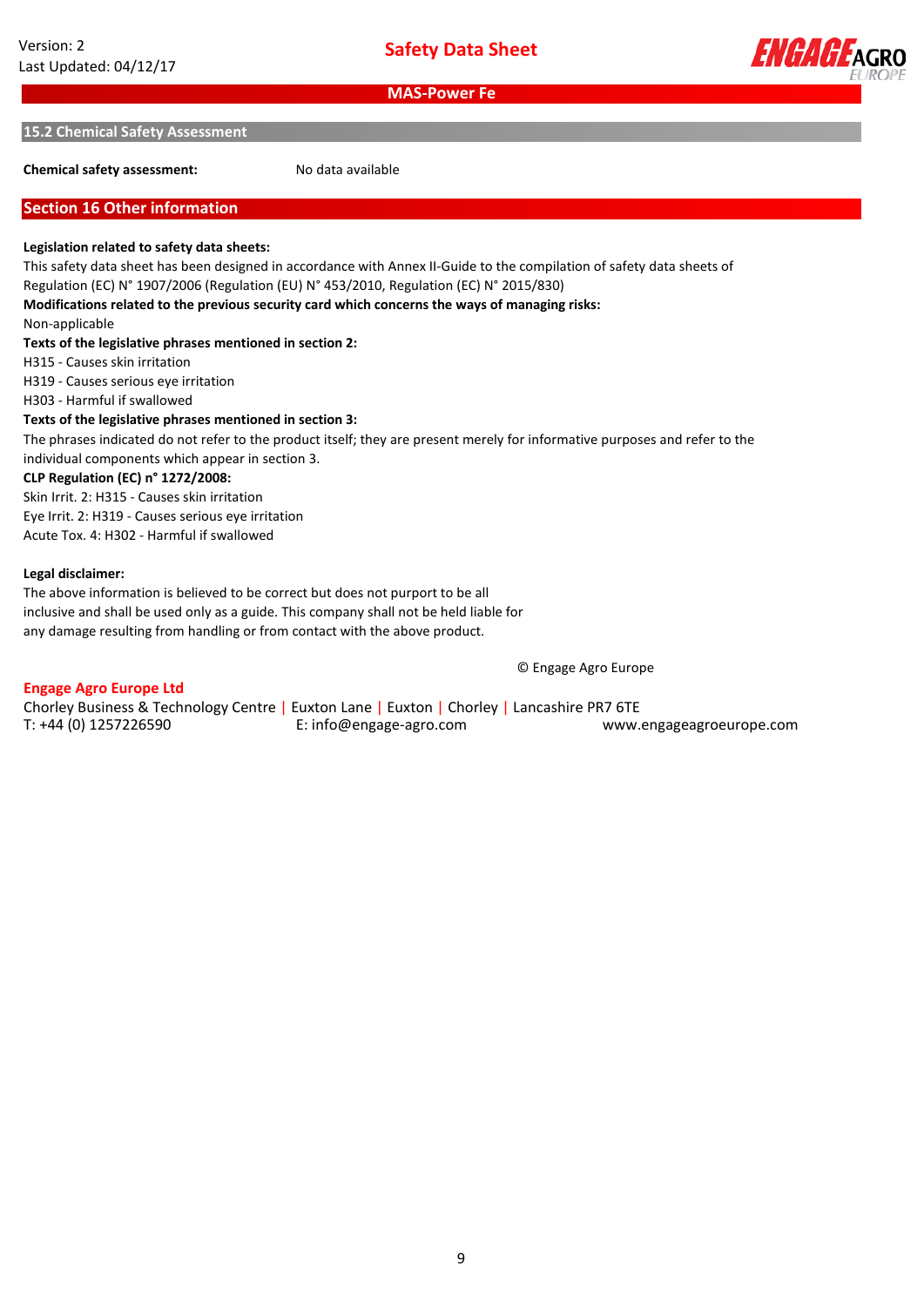### 15.2 Chemical Safety Assessment

**Chemical safety assessment:** No data available

## Section 16 Other information

**Legislation related to safety data sheets:**

This safety data sheet has been designed in accordance with Annex II-Guide to the compilation of safety data sheets of Regulation (EC) N° 1907/2006 (Regulation (EU) N° 453/2010, Regulation (EC) N° 2015/830)

**Modifications related to the previous security card which concerns the ways of managing risks:**

Non-applicable

**Texts of the legislative phrases mentioned in section 2:**

H315 - Causes skin irritation

H319 - Causes serious eye irritation

H303 - Harmful if swallowed

**Texts of the legislative phrases mentioned in section 3:**

The phrases indicated do not refer to the product itself; they are present merely for informative purposes and refer to the individual components which appear in section 3.

**CLP Regulation (EC) n° 1272/2008:**

Skin Irrit. 2: H315 - Causes skin irritation

Eye Irrit. 2: H319 - Causes serious eye irritation

Acute Tox. 4: H302 - Harmful if swallowed

**Legal disclaimer:**

The above information is believed to be correct but does not purport to be all inclusive and shall be used only as a guide. This company shall not be held liable for any damage resulting from handling or from contact with the above product.

© Engage Agro Europe

**Engage Agro Europe Ltd**

Chorley Business & Technology Centre | Euxton Lane | Euxton | Chorley | Lancashire PR7 6TE

T: +44 (0) 1257226590 E: info@engage-agro.com www.engageagroeurope.com